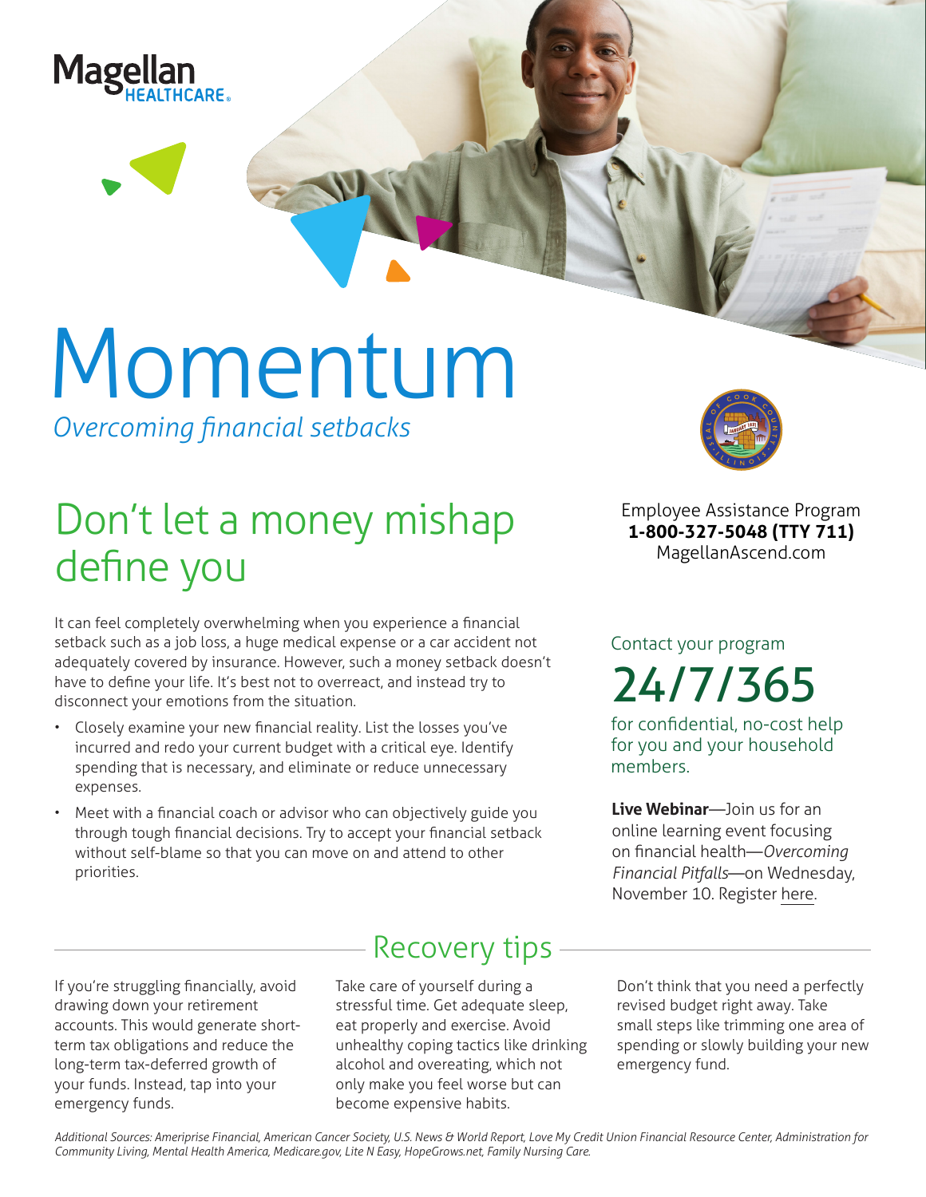Magellan HEALTHCARE

# Momentum

*Overcoming financial setbacks*

## Don't let a money mishap define you

It can feel completely overwhelming when you experience a financial setback such as a job loss, a huge medical expense or a car accident not adequately covered by insurance. However, such a money setback doesn't have to define your life. It's best not to overreact, and instead try to disconnect your emotions from the situation.

- Closely examine your new financial reality. List the losses you've incurred and redo your current budget with a critical eye. Identify spending that is necessary, and eliminate or reduce unnecessary expenses.
- Meet with a financial coach or advisor who can objectively guide you through tough financial decisions. Try to accept your financial setback without self-blame so that you can move on and attend to other priorities.

Employee Assistance Program
**1-800-327-5048 (TTY 711)**
MagellanAscend.com

Contact your program

**24/7/365**

for confidential, no-cost help for you and your household members.

**Live Webinar**—Join us for an online learning event focusing on financial health—*Overcoming Financial Pitfalls*—on Wednesday, November 10. Register here.

## Recovery tips

If you're struggling financially, avoid drawing down your retirement accounts. This would generate short-term tax obligations and reduce the long-term tax-deferred growth of your funds. Instead, tap into your emergency funds.

Take care of yourself during a stressful time. Get adequate sleep, eat properly and exercise. Avoid unhealthy coping tactics like drinking alcohol and overeating, which not only make you feel worse but can become expensive habits.

Don't think that you need a perfectly revised budget right away. Take small steps like trimming one area of spending or slowly building your new emergency fund.

*Additional Sources: Ameriprise Financial, American Cancer Society, U.S. News & World Report, Love My Credit Union Financial Resource Center, Administration for Community Living, Mental Health America, Medicare.gov, Lite N Easy, HopeGrows.net, Family Nursing Care.*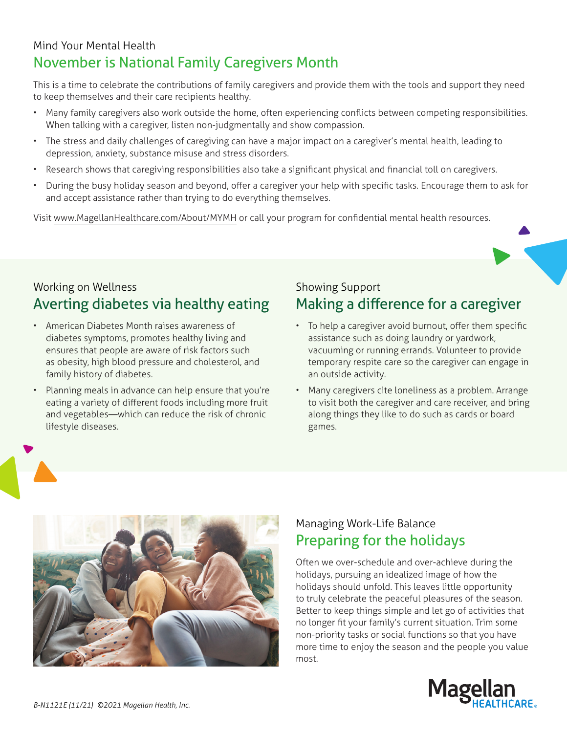Mind Your Mental Health

## November is National Family Caregivers Month

This is a time to celebrate the contributions of family caregivers and provide them with the tools and support they need to keep themselves and their care recipients healthy.

- Many family caregivers also work outside the home, often experiencing conflicts between competing responsibilities. When talking with a caregiver, listen non-judgmentally and show compassion.
- The stress and daily challenges of caregiving can have a major impact on a caregiver's mental health, leading to depression, anxiety, substance misuse and stress disorders.
- Research shows that caregiving responsibilities also take a significant physical and financial toll on caregivers.
- During the busy holiday season and beyond, offer a caregiver your help with specific tasks. Encourage them to ask for and accept assistance rather than trying to do everything themselves.

Visit www.MagellanHealthcare.com/About/MYMH or call your program for confidential mental health resources.

Working on Wellness

## Averting diabetes via healthy eating

- American Diabetes Month raises awareness of diabetes symptoms, promotes healthy living and ensures that people are aware of risk factors such as obesity, high blood pressure and cholesterol, and family history of diabetes.
- Planning meals in advance can help ensure that you're eating a variety of different foods including more fruit and vegetables—which can reduce the risk of chronic lifestyle diseases.

Showing Support

## Making a difference for a caregiver

- To help a caregiver avoid burnout, offer them specific assistance such as doing laundry or yardwork, vacuuming or running errands. Volunteer to provide temporary respite care so the caregiver can engage in an outside activity.
- Many caregivers cite loneliness as a problem. Arrange to visit both the caregiver and care receiver, and bring along things they like to do such as cards or board games.

Managing Work-Life Balance

## Preparing for the holidays

Often we over-schedule and over-achieve during the holidays, pursuing an idealized image of how the holidays should unfold. This leaves little opportunity to truly celebrate the peaceful pleasures of the season. Better to keep things simple and let go of activities that no longer fit your family's current situation. Trim some non-priority tasks or social functions so that you have more time to enjoy the season and the people you value most.

*B-N1121E (11/21) ©2021 Magellan Health, Inc.*